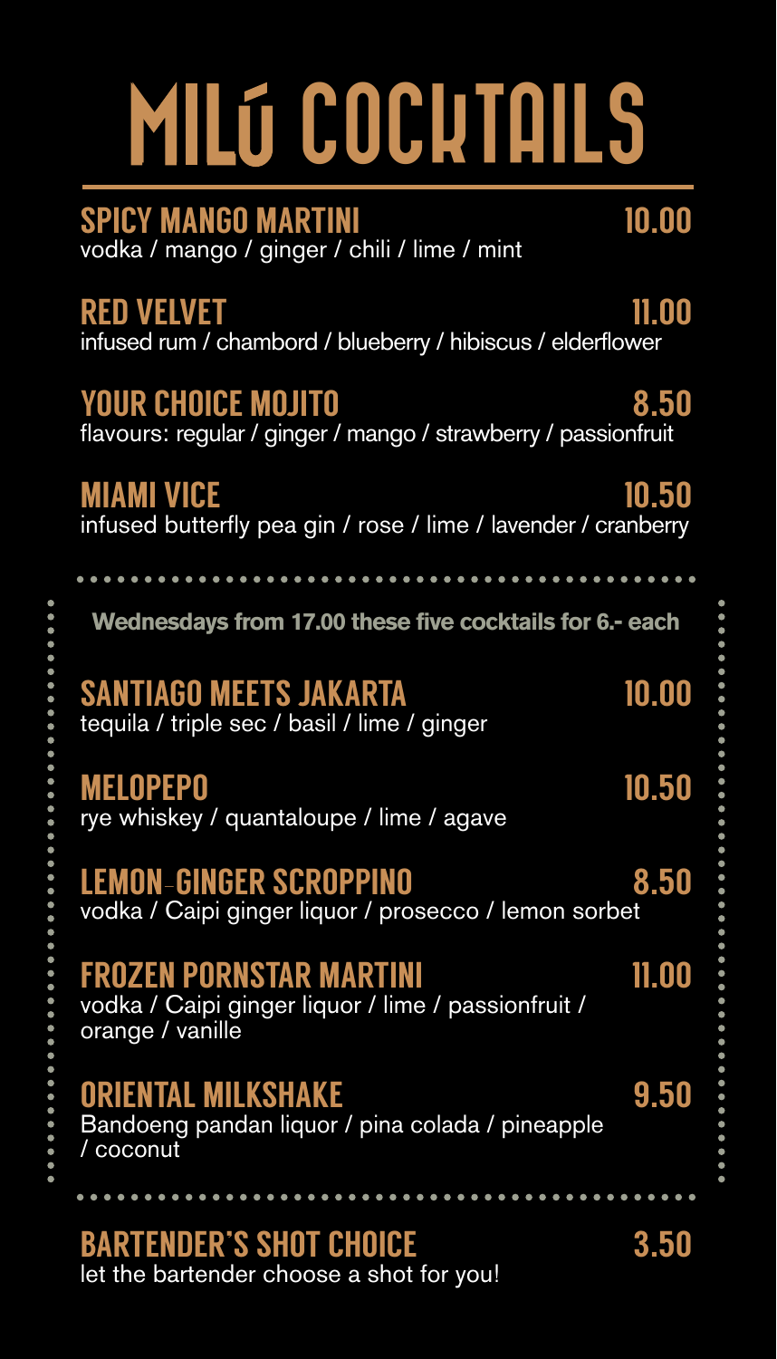# MILÚ COCKTAILS

**SPICY MANGO MARTINI** 10.00
vodka / mango / ginger / chili / lime / mint

**RED VELVET** 11.00
infused rum / chambord / blueberry / hibiscus / elderflower

**YOUR CHOICE MOJITO** 8.50
flavours: regular / ginger / mango / strawberry / passionfruit

**MIAMI VICE** 10.50
infused butterfly pea gin / rose / lime / lavender / cranberry

---

**Wednesdays from 17.00 these five cocktails for 6.- each**

**SANTIAGO MEETS JAKARTA** 10.00
tequila / triple sec / basil / lime / ginger

**MELOPEPO** 10.50
rye whiskey / quantaloupe / lime / agave

**LEMON-GINGER SCROPPINO** 8.50
vodka / Caipi ginger liquor / prosecco / lemon sorbet

**FROZEN PORNSTAR MARTINI** 11.00
vodka / Caipi ginger liquor / lime / passionfruit / orange / vanille

**ORIENTAL MILKSHAKE** 9.50
Bandoeng pandan liquor / pina colada / pineapple / coconut

---

**BARTENDER'S SHOT CHOICE** 3.50
let the bartender choose a shot for you!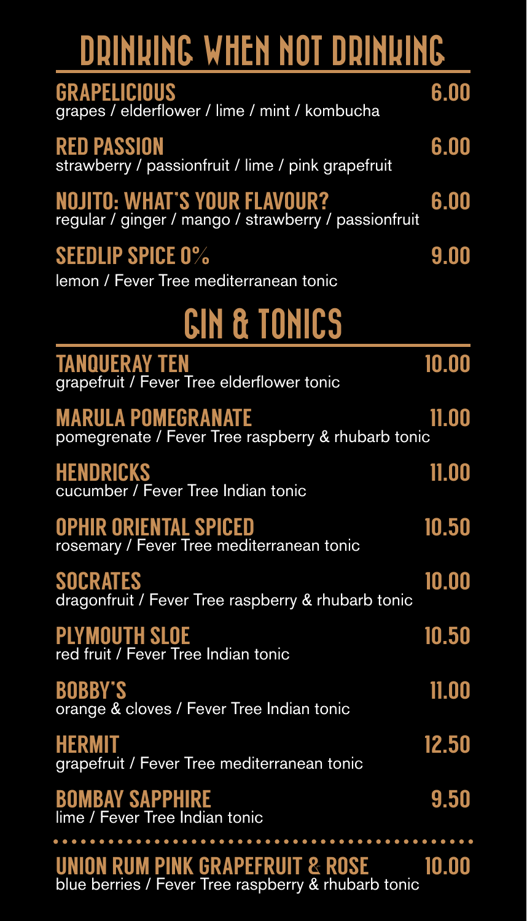# DRINKING WHEN NOT DRINKING

**GRAPELICIOUS** 6.00
grapes / elderflower / lime / mint / kombucha

**RED PASSION** 6.00
strawberry / passionfruit / lime / pink grapefruit

**NOJITO: WHAT'S YOUR FLAVOUR?** 6.00
regular / ginger / mango / strawberry / passionfruit

**SEEDLIP SPICE 0%** 9.00
lemon / Fever Tree mediterranean tonic

# GIN & TONICS

**TANQUERAY TEN** 10.00
grapefruit / Fever Tree elderflower tonic

**MARULA POMEGRANATE** 11.00
pomegrenate / Fever Tree raspberry & rhubarb tonic

**HENDRICKS** 11.00
cucumber / Fever Tree Indian tonic

**OPHIR ORIENTAL SPICED** 10.50
rosemary / Fever Tree mediterranean tonic

**SOCRATES** 10.00
dragonfruit / Fever Tree raspberry & rhubarb tonic

**PLYMOUTH SLOE** 10.50
red fruit / Fever Tree Indian tonic

**BOBBY'S** 11.00
orange & cloves / Fever Tree Indian tonic

**HERMIT** 12.50
grapefruit / Fever Tree mediterranean tonic

**BOMBAY SAPPHIRE** 9.50
lime / Fever Tree Indian tonic

**UNION RUM PINK GRAPEFRUIT & ROSE** 10.00
blue berries / Fever Tree raspberry & rhubarb tonic